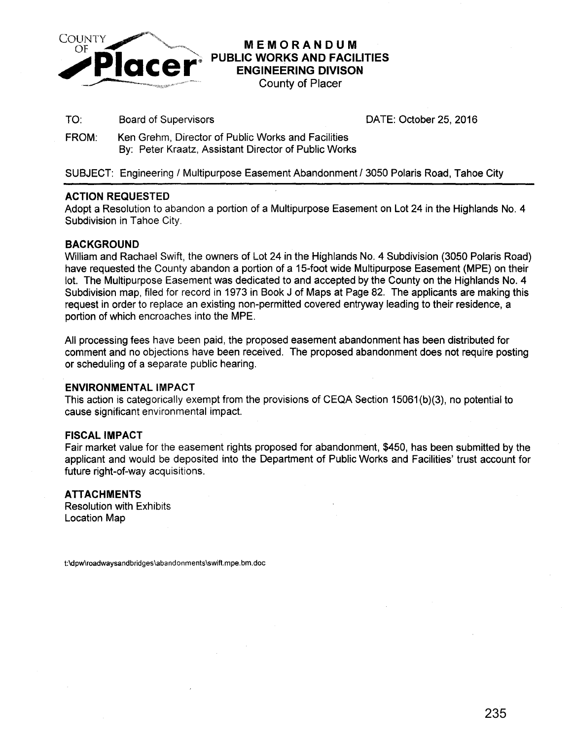# MEMORANDUM
## PUBLIC WORKS AND FACILITIES ENGINEERING DIVISON
County of Placer

TO: Board of Supervisors  DATE: October 25, 2016

FROM: Ken Grehm, Director of Public Works and Facilities
By: Peter Kraatz, Assistant Director of Public Works

SUBJECT: Engineering / Multipurpose Easement Abandonment / 3050 Polaris Road, Tahoe City

### ACTION REQUESTED

Adopt a Resolution to abandon a portion of a Multipurpose Easement on Lot 24 in the Highlands No. 4 Subdivision in Tahoe City.

### BACKGROUND

William and Rachael Swift, the owners of Lot 24 in the Highlands No. 4 Subdivision (3050 Polaris Road) have requested the County abandon a portion of a 15-foot wide Multipurpose Easement (MPE) on their lot. The Multipurpose Easement was dedicated to and accepted by the County on the Highlands No. 4 Subdivision map, filed for record in 1973 in Book J of Maps at Page 82. The applicants are making this request in order to replace an existing non-permitted covered entryway leading to their residence, a portion of which encroaches into the MPE.

All processing fees have been paid, the proposed easement abandonment has been distributed for comment and no objections have been received. The proposed abandonment does not require posting or scheduling of a separate public hearing.

### ENVIRONMENTAL IMPACT

This action is categorically exempt from the provisions of CEQA Section 15061(b)(3), no potential to cause significant environmental impact.

### FISCAL IMPACT

Fair market value for the easement rights proposed for abandonment, $450, has been submitted by the applicant and would be deposited into the Department of Public Works and Facilities' trust account for future right-of-way acquisitions.

### ATTACHMENTS

Resolution with Exhibits
Location Map

t:\dpw\roadwaysandbridges\abandonments\swift.mpe.bm.doc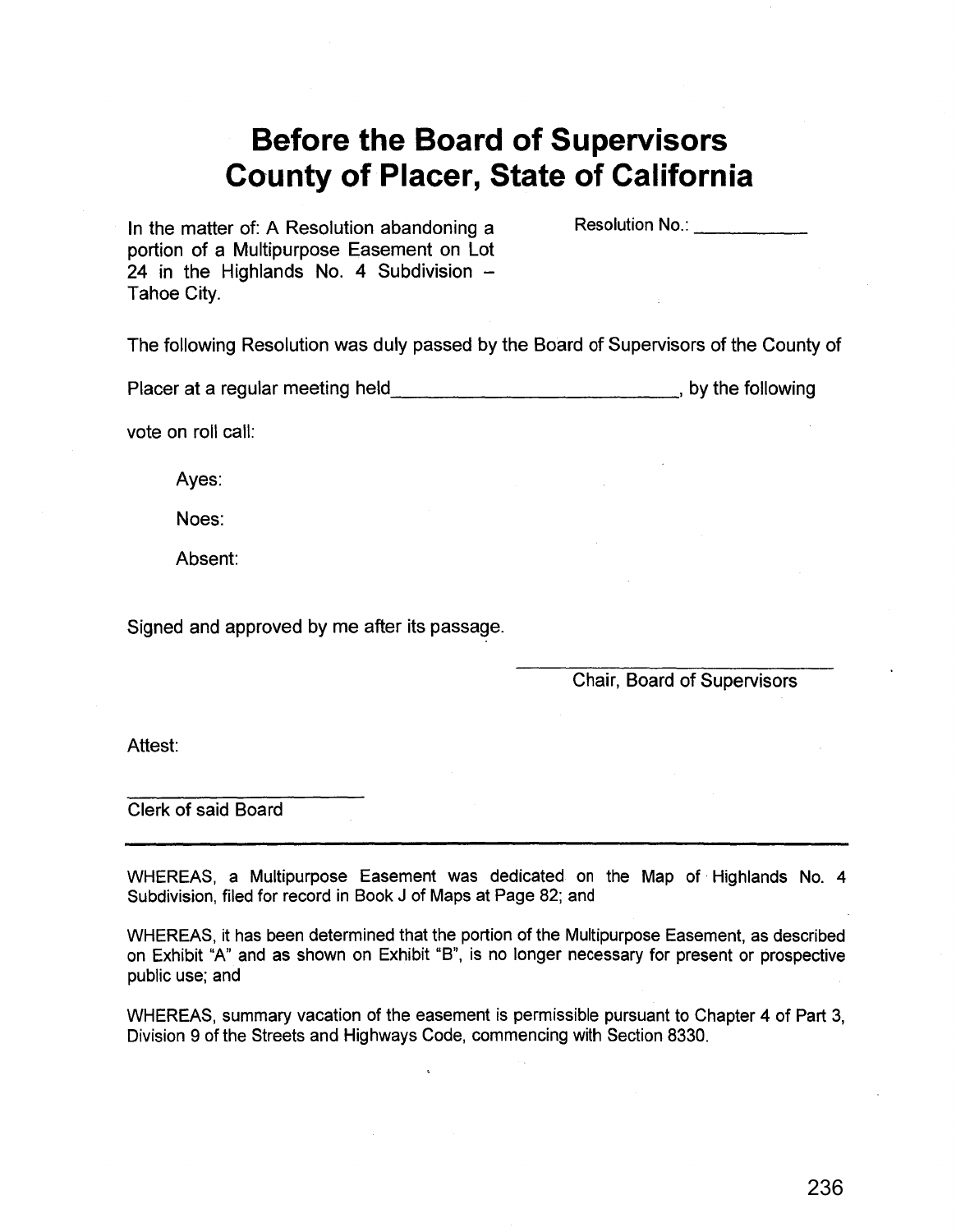# Before the Board of Supervisors County of Placer, State of California

In the matter of: A Resolution abandoning a portion of a Multipurpose Easement on Lot 24 in the Highlands No. 4 Subdivision – Tahoe City.

Resolution No.: ___________

The following Resolution was duly passed by the Board of Supervisors of the County of Placer at a regular meeting held ____________________________, by the following vote on roll call:

Ayes:

Noes:

Absent:

Signed and approved by me after its passage.

_______________________________
Chair, Board of Supervisors

Attest:

_______________________
Clerk of said Board

---

WHEREAS, a Multipurpose Easement was dedicated on the Map of Highlands No. 4 Subdivision, filed for record in Book J of Maps at Page 82; and

WHEREAS, it has been determined that the portion of the Multipurpose Easement, as described on Exhibit "A" and as shown on Exhibit "B", is no longer necessary for present or prospective public use; and

WHEREAS, summary vacation of the easement is permissible pursuant to Chapter 4 of Part 3, Division 9 of the Streets and Highways Code, commencing with Section 8330.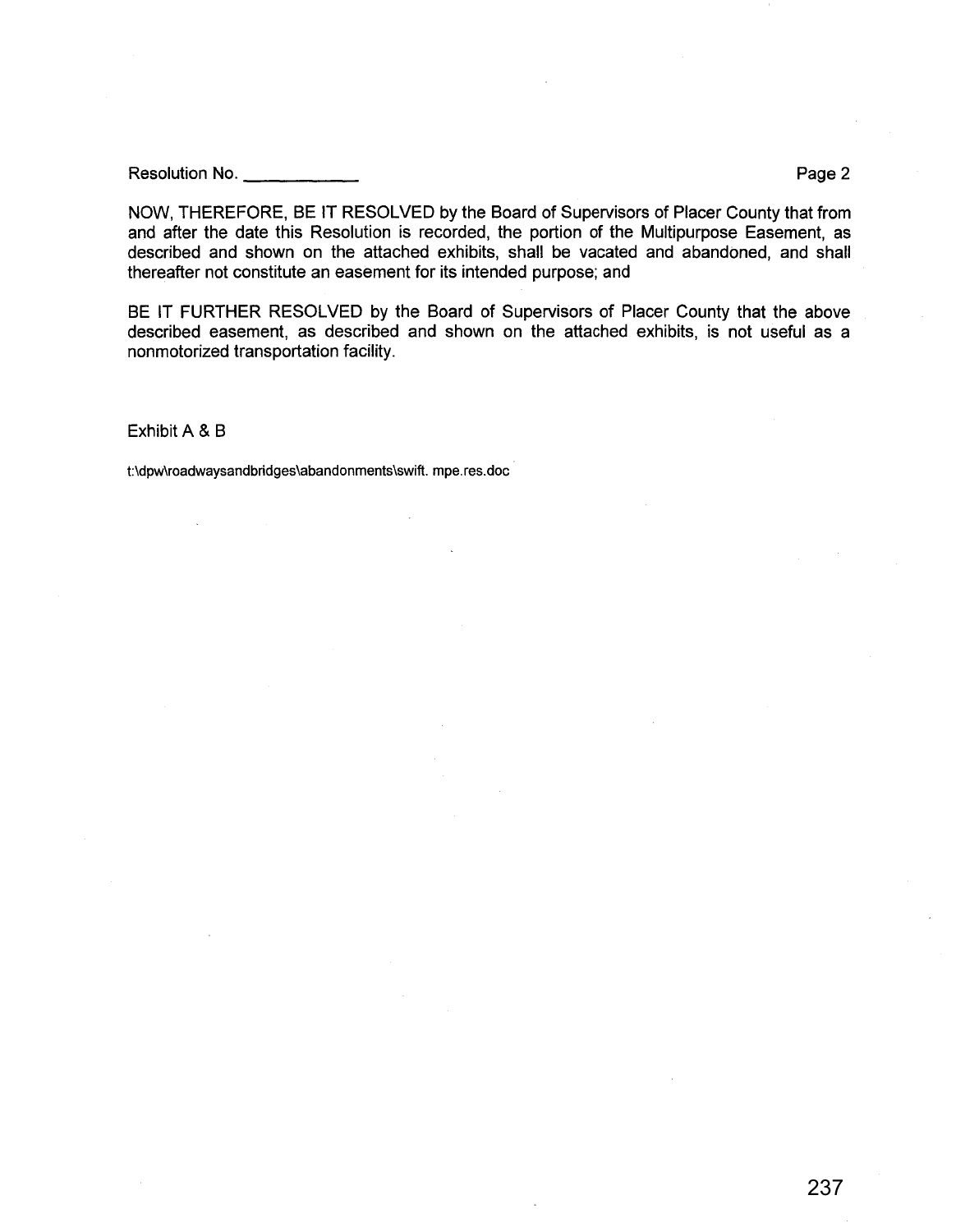Resolution No. ___________

NOW, THEREFORE, BE IT RESOLVED by the Board of Supervisors of Placer County that from and after the date this Resolution is recorded, the portion of the Multipurpose Easement, as described and shown on the attached exhibits, shall be vacated and abandoned, and shall thereafter not constitute an easement for its intended purpose; and

BE IT FURTHER RESOLVED by the Board of Supervisors of Placer County that the above described easement, as described and shown on the attached exhibits, is not useful as a nonmotorized transportation facility.

Exhibit A & B

t:\dpw\roadwaysandbridges\abandonments\swift. mpe.res.doc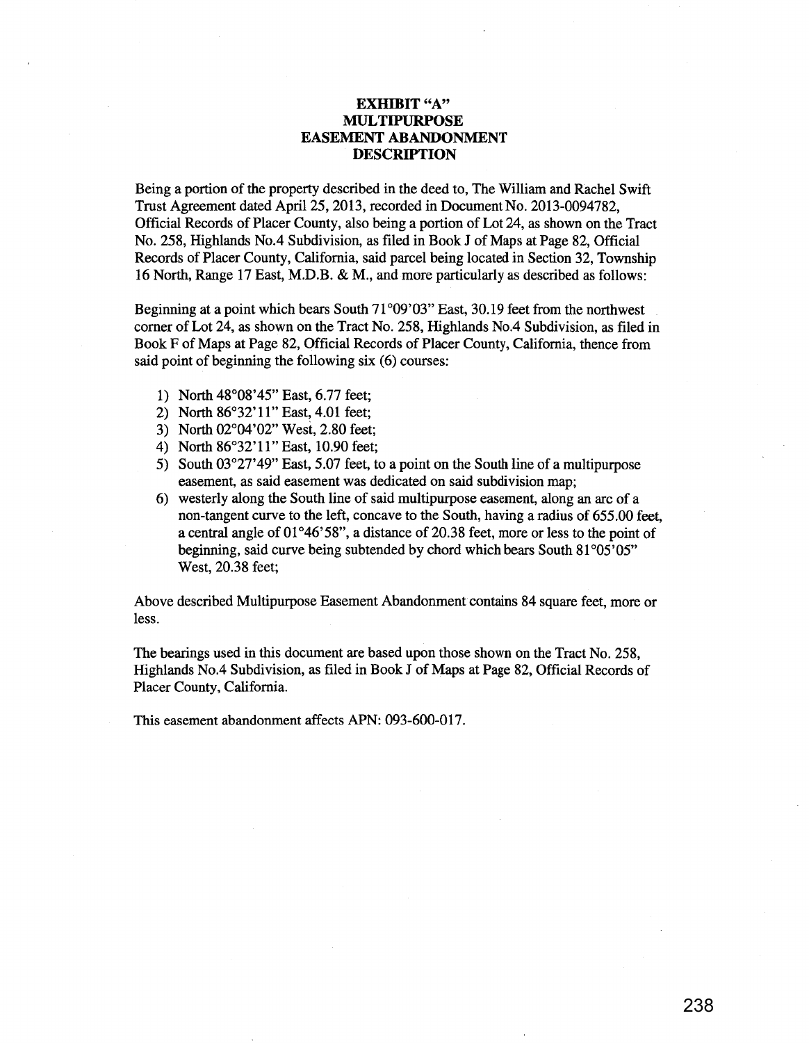# EXHIBIT "A"
# MULTIPURPOSE
# EASEMENT ABANDONMENT
# DESCRIPTION

Being a portion of the property described in the deed to, The William and Rachel Swift Trust Agreement dated April 25, 2013, recorded in Document No. 2013-0094782, Official Records of Placer County, also being a portion of Lot 24, as shown on the Tract No. 258, Highlands No.4 Subdivision, as filed in Book J of Maps at Page 82, Official Records of Placer County, California, said parcel being located in Section 32, Township 16 North, Range 17 East, M.D.B. & M., and more particularly as described as follows:

Beginning at a point which bears South 71°09'03" East, 30.19 feet from the northwest corner of Lot 24, as shown on the Tract No. 258, Highlands No.4 Subdivision, as filed in Book F of Maps at Page 82, Official Records of Placer County, California, thence from said point of beginning the following six (6) courses:

1) North 48°08'45" East, 6.77 feet;
2) North 86°32'11" East, 4.01 feet;
3) North 02°04'02" West, 2.80 feet;
4) North 86°32'11" East, 10.90 feet;
5) South 03°27'49" East, 5.07 feet, to a point on the South line of a multipurpose easement, as said easement was dedicated on said subdivision map;
6) westerly along the South line of said multipurpose easement, along an arc of a non-tangent curve to the left, concave to the South, having a radius of 655.00 feet, a central angle of 01°46'58", a distance of 20.38 feet, more or less to the point of beginning, said curve being subtended by chord which bears South 81°05'05" West, 20.38 feet;

Above described Multipurpose Easement Abandonment contains 84 square feet, more or less.

The bearings used in this document are based upon those shown on the Tract No. 258, Highlands No.4 Subdivision, as filed in Book J of Maps at Page 82, Official Records of Placer County, California.

This easement abandonment affects APN: 093-600-017.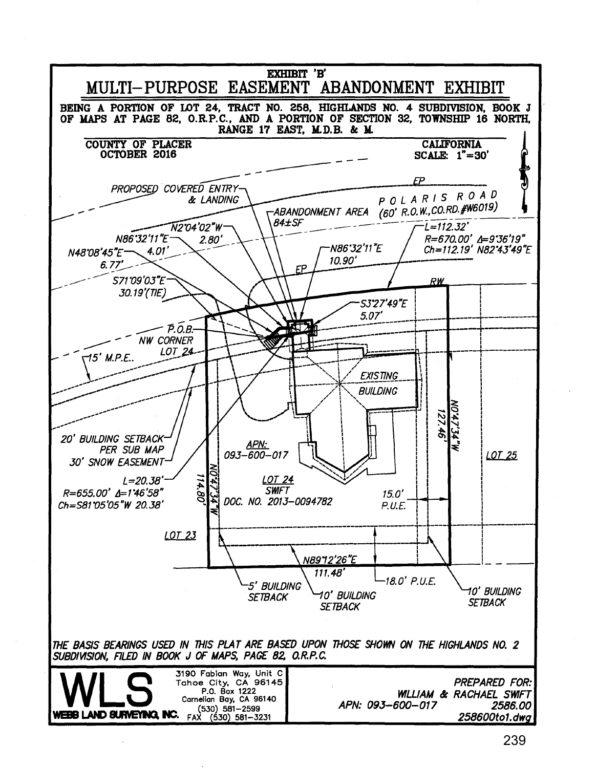EXHIBIT 'B'

# MULTI-PURPOSE EASEMENT ABANDONMENT EXHIBIT

**BEING A PORTION OF LOT 24, TRACT NO. 258, HIGHLANDS NO. 4 SUBDIVISION, BOOK J OF MAPS AT PAGE 82, O.R.P.C., AND A PORTION OF SECTION 32, TOWNSHIP 16 NORTH, RANGE 17 EAST, M.D.B. & M.**

**COUNTY OF PLACER**
**OCTOBER 2016**

**CALIFORNIA**
**SCALE: 1"=30'**

PROPOSED COVERED ENTRY & LANDING

EP

POLARIS ROAD (60' R.O.W., CO.RD.#W6019)

ABANDONMENT AREA 84±SF

N2°04'02"W 2.80'

N86°32'11"E 4.01'

N48°08'45"E 6.77'

N86°32'11"E 10.90'

L=112.32'
R=670.00' Δ=9°36'19"
Ch=112.19' N82°43'49"E

S71°09'03"E 30.19'(TIE)

EP

RW

S3°27'49"E 5.07'

P.O.B. NW CORNER LOT 24

15' M.P.E..

EXISTING BUILDING

N0°47'34"W 127.46'

20' BUILDING SETBACK PER SUB MAP

30' SNOW EASEMENT

APN: 093-600-017

LOT 25

L=20.38'
R=655.00' Δ=1°46'58"
Ch=S81°05'05"W 20.38'

N0°47'34"W 114.80'

LOT 24
SWIFT
DOC. NO. 2013-0094782

15.0' P.U.E.

LOT 23

N89°12'26"E 111.48'

18.0' P.U.E.

5' BUILDING SETBACK

10' BUILDING SETBACK

10' BUILDING SETBACK

*THE BASIS BEARINGS USED IN THIS PLAT ARE BASED UPON THOSE SHOWN ON THE HIGHLANDS NO. 2 SUBDIVISION, FILED IN BOOK J OF MAPS, PAGE 82, O.R.P.C.*

**WLS**
**WEBB LAND SURVEYING, INC.**
3190 Fabian Way, Unit C
Tahoe City, CA 96145
P.O. Box 1222
Carnelian Bay, CA 96140
(530) 581-2599
FAX (530) 581-3231

*PREPARED FOR:*
*WILLIAM & RACHAEL SWIFT*
*APN: 093-600-017* *2586.00*
*258600to1.dwg*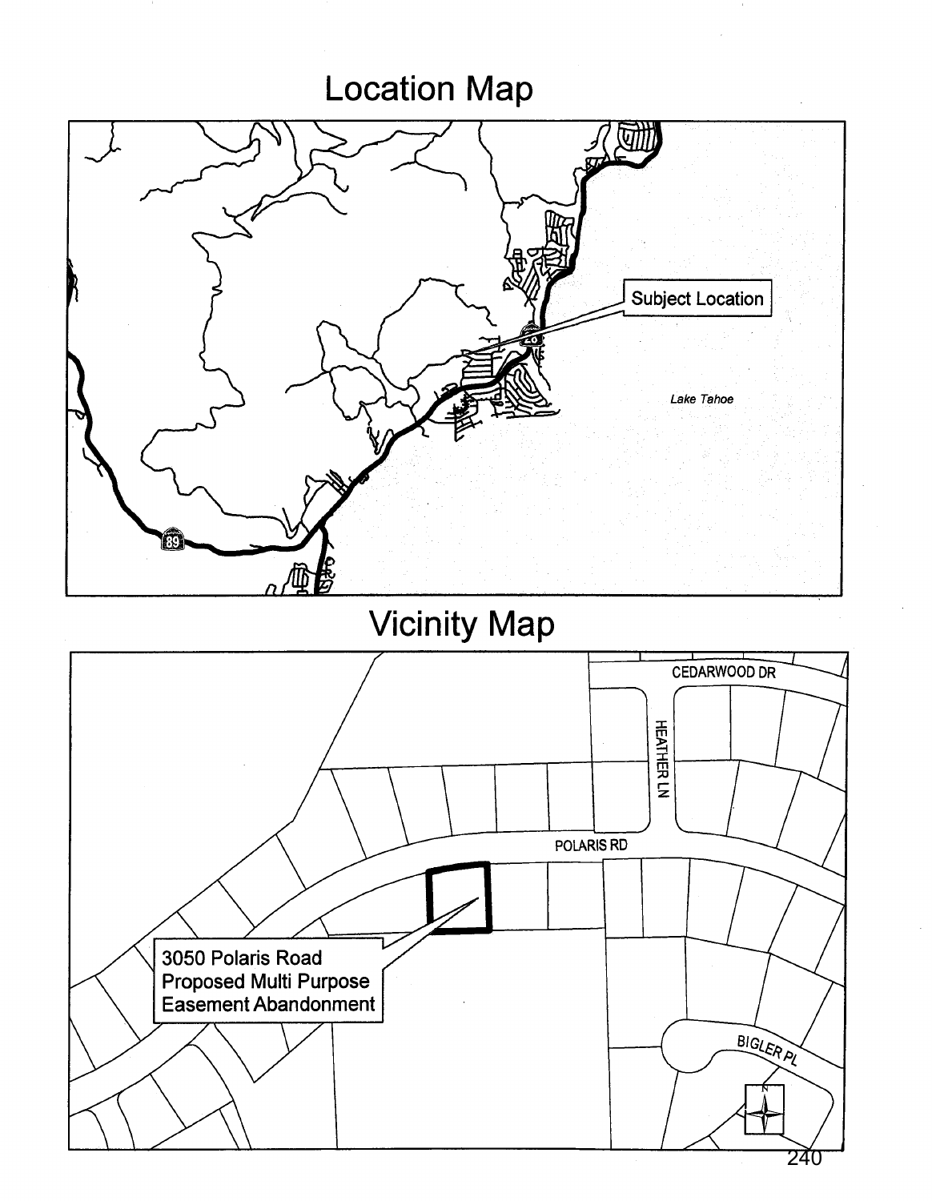# Location Map

Subject Location

Lake Tahoe

89

# Vicinity Map

CEDARWOOD DR

HEATHER LN

POLARIS RD

3050 Polaris Road
Proposed Multi Purpose
Easement Abandonment

BIGLER PL

N